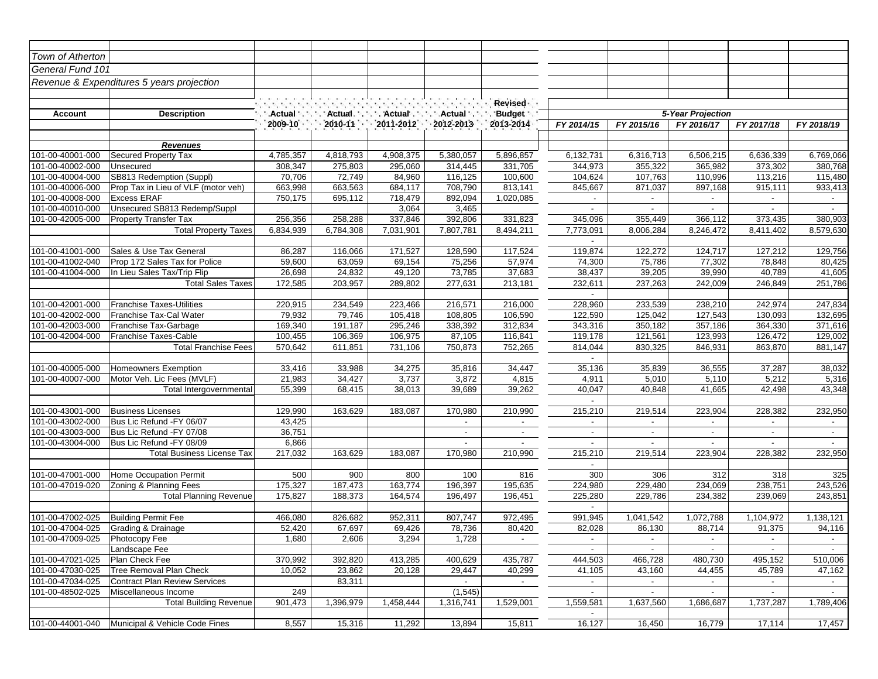*Town of Atherton*

*General Fund 101*

*Revenue & Expenditures 5 years projection*

| Account | Description | Actual 2009-10 | Actual 2010-11 | Actual 2011-2012 | Actual 2012-2013 | Revised Budget 2013-2014 | 5-Year Projection FY 2014/15 | FY 2015/16 | FY 2016/17 | FY 2017/18 | FY 2018/19 |
|---|---|---|---|---|---|---|---|---|---|---|---|
| | ***Revenues*** | | | | | | | | | | |
| 101-00-40001-000 | Secured Property Tax | 4,785,357 | 4,818,793 | 4,908,375 | 5,380,057 | 5,896,857 | 6,132,731 | 6,316,713 | 6,506,215 | 6,636,339 | 6,769,066 |
| 101-00-40002-000 | Unsecured | 308,347 | 275,803 | 295,060 | 314,445 | 331,705 | 344,973 | 355,322 | 365,982 | 373,302 | 380,768 |
| 101-00-40004-000 | SB813 Redemption (Suppl) | 70,706 | 72,749 | 84,960 | 116,125 | 100,600 | 104,624 | 107,763 | 110,996 | 113,216 | 115,480 |
| 101-00-40006-000 | Prop Tax in Lieu of VLF (motor veh) | 663,998 | 663,563 | 684,117 | 708,790 | 813,141 | 845,667 | 871,037 | 897,168 | 915,111 | 933,413 |
| 101-00-40008-000 | Excess ERAF | 750,175 | 695,112 | 718,479 | 892,094 | 1,020,085 | - | - | - | - | - |
| 101-00-40010-000 | Unsecured SB813 Redemp/Suppl | | | 3,064 | 3,465 | | - | - | - | - | - |
| 101-00-42005-000 | Property Transfer Tax | 256,356 | 258,288 | 337,846 | 392,806 | 331,823 | 345,096 | 355,449 | 366,112 | 373,435 | 380,903 |
| | Total Property Taxes | 6,834,939 | 6,784,308 | 7,031,901 | 7,807,781 | 8,494,211 | 7,773,091 | 8,006,284 | 8,246,472 | 8,411,402 | 8,579,630 |
| | | | | | | | - | | | | |
| 101-00-41001-000 | Sales & Use Tax General | 86,287 | 116,066 | 171,527 | 128,590 | 117,524 | 119,874 | 122,272 | 124,717 | 127,212 | 129,756 |
| 101-00-41002-040 | Prop 172 Sales Tax for Police | 59,600 | 63,059 | 69,154 | 75,256 | 57,974 | 74,300 | 75,786 | 77,302 | 78,848 | 80,425 |
| 101-00-41004-000 | In Lieu Sales Tax/Trip Flip | 26,698 | 24,832 | 49,120 | 73,785 | 37,683 | 38,437 | 39,205 | 39,990 | 40,789 | 41,605 |
| | Total Sales Taxes | 172,585 | 203,957 | 289,802 | 277,631 | 213,181 | 232,611 | 237,263 | 242,009 | 246,849 | 251,786 |
| | | | | | | | - | | | | |
| 101-00-42001-000 | Franchise Taxes-Utilities | 220,915 | 234,549 | 223,466 | 216,571 | 216,000 | 228,960 | 233,539 | 238,210 | 242,974 | 247,834 |
| 101-00-42002-000 | Franchise Tax-Cal Water | 79,932 | 79,746 | 105,418 | 108,805 | 106,590 | 122,590 | 125,042 | 127,543 | 130,093 | 132,695 |
| 101-00-42003-000 | Franchise Tax-Garbage | 169,340 | 191,187 | 295,246 | 338,392 | 312,834 | 343,316 | 350,182 | 357,186 | 364,330 | 371,616 |
| 101-00-42004-000 | Franchise Taxes-Cable | 100,455 | 106,369 | 106,975 | 87,105 | 116,841 | 119,178 | 121,561 | 123,993 | 126,472 | 129,002 |
| | Total Franchise Fees | 570,642 | 611,851 | 731,106 | 750,873 | 752,265 | 814,044 | 830,325 | 846,931 | 863,870 | 881,147 |
| | | | | | | | - | | | | |
| 101-00-40005-000 | Homeowners Exemption | 33,416 | 33,988 | 34,275 | 35,816 | 34,447 | 35,136 | 35,839 | 36,555 | 37,287 | 38,032 |
| 101-00-40007-000 | Motor Veh. Lic Fees (MVLF) | 21,983 | 34,427 | 3,737 | 3,872 | 4,815 | 4,911 | 5,010 | 5,110 | 5,212 | 5,316 |
| | Total Intergovernmental | 55,399 | 68,415 | 38,013 | 39,689 | 39,262 | 40,047 | 40,848 | 41,665 | 42,498 | 43,348 |
| | | | | | | | - | | | | |
| 101-00-43001-000 | Business Licenses | 129,990 | 163,629 | 183,087 | 170,980 | 210,990 | 215,210 | 219,514 | 223,904 | 228,382 | 232,950 |
| 101-00-43002-000 | Bus Lic Refund -FY 06/07 | 43,425 | | | - | - | - | - | - | - | - |
| 101-00-43003-000 | Bus Lic Refund -FY 07/08 | 36,751 | | | - | - | - | - | - | - | - |
| 101-00-43004-000 | Bus Lic Refund -FY 08/09 | 6,866 | | | - | - | - | - | - | - | - |
| | Total Business License Tax | 217,032 | 163,629 | 183,087 | 170,980 | 210,990 | 215,210 | 219,514 | 223,904 | 228,382 | 232,950 |
| | | | | | | | - | | | | |
| 101-00-47001-000 | Home Occupation Permit | 500 | 900 | 800 | 100 | 816 | 300 | 306 | 312 | 318 | 325 |
| 101-00-47019-020 | Zoning & Planning Fees | 175,327 | 187,473 | 163,774 | 196,397 | 195,635 | 224,980 | 229,480 | 234,069 | 238,751 | 243,526 |
| | Total Planning Revenue | 175,827 | 188,373 | 164,574 | 196,497 | 196,451 | 225,280 | 229,786 | 234,382 | 239,069 | 243,851 |
| | | | | | | | - | | | | |
| 101-00-47002-025 | Building Permit Fee | 466,080 | 826,682 | 952,311 | 807,747 | 972,495 | 991,945 | 1,041,542 | 1,072,788 | 1,104,972 | 1,138,121 |
| 101-00-47004-025 | Grading & Drainage | 52,420 | 67,697 | 69,426 | 78,736 | 80,420 | 82,028 | 86,130 | 88,714 | 91,375 | 94,116 |
| 101-00-47009-025 | Photocopy Fee | 1,680 | 2,606 | 3,294 | 1,728 | - | - | - | - | - | - |
| | Landscape Fee | | | | | | - | | - | - | - |
| 101-00-47021-025 | Plan Check Fee | 370,992 | 392,820 | 413,285 | 400,629 | 435,787 | 444,503 | 466,728 | 480,730 | 495,152 | 510,006 |
| 101-00-47030-025 | Tree Removal Plan Check | 10,052 | 23,862 | 20,128 | 29,447 | 40,299 | 41,105 | 43,160 | 44,455 | 45,789 | 47,162 |
| 101-00-47034-025 | Contract Plan Review Services | | 83,311 | | - | - | - | - | - | - | - |
| 101-00-48502-025 | Miscellaneous Income | 249 | | | (1,545) | | - | - | - | - | - |
| | Total Building Revenue | 901,473 | 1,396,979 | 1,458,444 | 1,316,741 | 1,529,001 | 1,559,581 | 1,637,560 | 1,686,687 | 1,737,287 | 1,789,406 |
| | | | | | | | - | | | | |
| 101-00-44001-040 | Municipal & Vehicle Code Fines | 8,557 | 15,316 | 11,292 | 13,894 | 15,811 | 16,127 | 16,450 | 16,779 | 17,114 | 17,457 |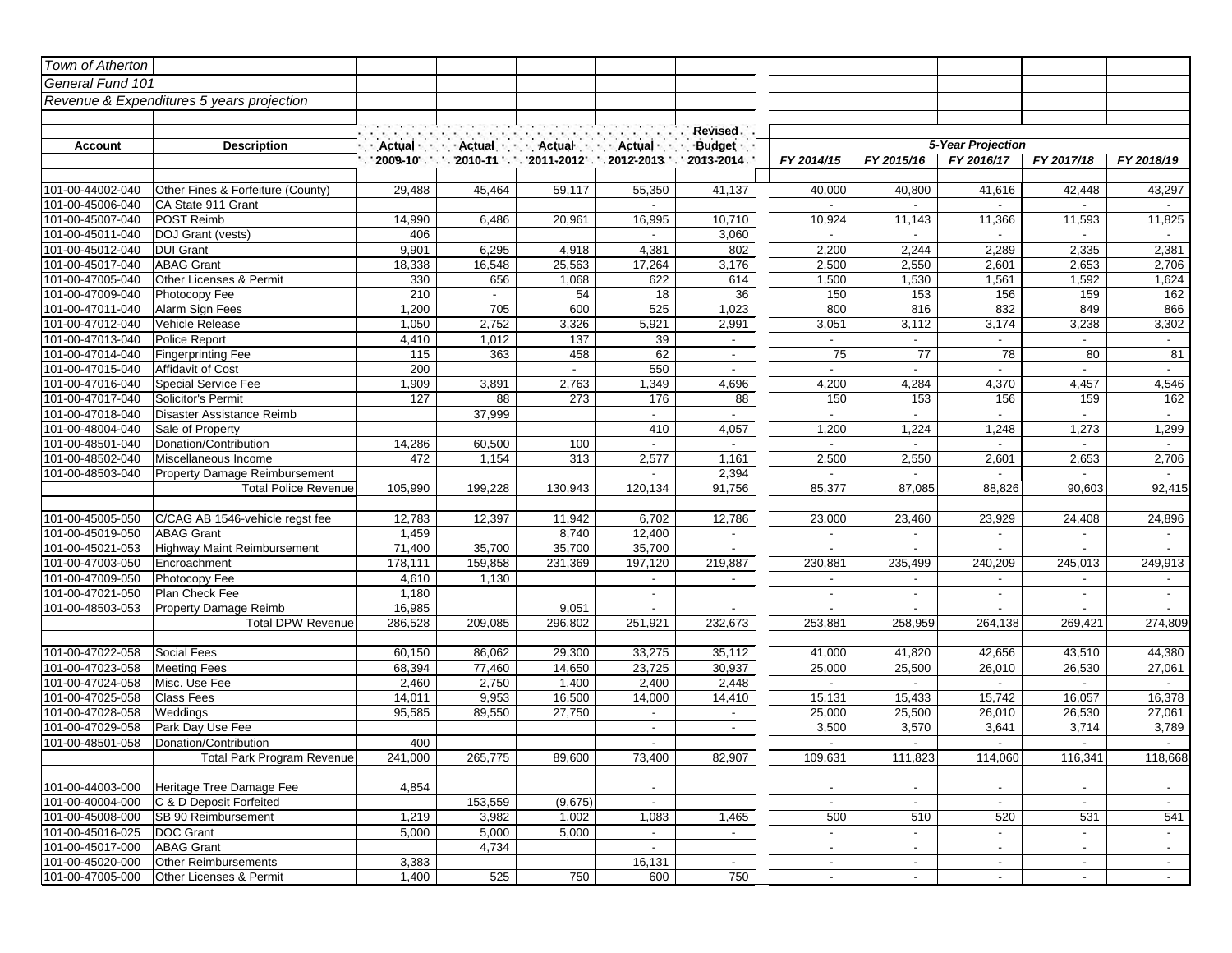| Town of Atherton | | | | | | | | | | | |
|---|---|---|---|---|---|---|---|---|---|---|---|
| General Fund 101 | | | | | | | | | | | |
| Revenue & Expenditures 5 years projection | | | | | | | | | | | |
| | | | | | | Revised | 5-Year Projection | | | | |
| **Account** | **Description** | Actual 2009-10 | Actual 2010-11 | Actual 2011-2012 | Actual 2012-2013 | Budget 2013-2014 | FY 2014/15 | FY 2015/16 | FY 2016/17 | FY 2017/18 | FY 2018/19 |
| 101-00-44002-040 | Other Fines & Forfeiture (County) | 29,488 | 45,464 | 59,117 | 55,350 | 41,137 | 40,000 | 40,800 | 41,616 | 42,448 | 43,297 |
| 101-00-45006-040 | CA State 911 Grant | | | | - | | - | - | - | - | - |
| 101-00-45007-040 | POST Reimb | 14,990 | 6,486 | 20,961 | 16,995 | 10,710 | 10,924 | 11,143 | 11,366 | 11,593 | 11,825 |
| 101-00-45011-040 | DOJ Grant (vests) | 406 | | | - | 3,060 | - | - | - | - | - |
| 101-00-45012-040 | DUI Grant | 9,901 | 6,295 | 4,918 | 4,381 | 802 | 2,200 | 2,244 | 2,289 | 2,335 | 2,381 |
| 101-00-45017-040 | ABAG Grant | 18,338 | 16,548 | 25,563 | 17,264 | 3,176 | 2,500 | 2,550 | 2,601 | 2,653 | 2,706 |
| 101-00-47005-040 | Other Licenses & Permit | 330 | 656 | 1,068 | 622 | 614 | 1,500 | 1,530 | 1,561 | 1,592 | 1,624 |
| 101-00-47009-040 | Photocopy Fee | 210 | - | 54 | 18 | 36 | 150 | 153 | 156 | 159 | 162 |
| 101-00-47011-040 | Alarm Sign Fees | 1,200 | 705 | 600 | 525 | 1,023 | 800 | 816 | 832 | 849 | 866 |
| 101-00-47012-040 | Vehicle Release | 1,050 | 2,752 | 3,326 | 5,921 | 2,991 | 3,051 | 3,112 | 3,174 | 3,238 | 3,302 |
| 101-00-47013-040 | Police Report | 4,410 | 1,012 | 137 | 39 | - | - | - | - | - | - |
| 101-00-47014-040 | Fingerprinting Fee | 115 | 363 | 458 | 62 | - | 75 | 77 | 78 | 80 | 81 |
| 101-00-47015-040 | Affidavit of Cost | 200 | | - | 550 | - | - | - | - | - | - |
| 101-00-47016-040 | Special Service Fee | 1,909 | 3,891 | 2,763 | 1,349 | 4,696 | 4,200 | 4,284 | 4,370 | 4,457 | 4,546 |
| 101-00-47017-040 | Solicitor's Permit | 127 | 88 | 273 | 176 | 88 | 150 | 153 | 156 | 159 | 162 |
| 101-00-47018-040 | Disaster Assistance Reimb | | 37,999 | | - | - | - | - | - | - | - |
| 101-00-48004-040 | Sale of Property | | | | 410 | 4,057 | 1,200 | 1,224 | 1,248 | 1,273 | 1,299 |
| 101-00-48501-040 | Donation/Contribution | 14,286 | 60,500 | 100 | - | - | - | - | - | - | - |
| 101-00-48502-040 | Miscellaneous Income | 472 | 1,154 | 313 | 2,577 | 1,161 | 2,500 | 2,550 | 2,601 | 2,653 | 2,706 |
| 101-00-48503-040 | Property Damage Reimbursement | | | | - | 2,394 | - | - | - | - | - |
| | Total Police Revenue | 105,990 | 199,228 | 130,943 | 120,134 | 91,756 | 85,377 | 87,085 | 88,826 | 90,603 | 92,415 |
| | | | | | | | | | | | |
| 101-00-45005-050 | C/CAG AB 1546-vehicle regst fee | 12,783 | 12,397 | 11,942 | 6,702 | 12,786 | 23,000 | 23,460 | 23,929 | 24,408 | 24,896 |
| 101-00-45019-050 | ABAG Grant | 1,459 | | 8,740 | 12,400 | - | - | - | - | - | - |
| 101-00-45021-053 | Highway Maint Reimbursement | 71,400 | 35,700 | 35,700 | 35,700 | - | - | - | - | - | - |
| 101-00-47003-050 | Encroachment | 178,111 | 159,858 | 231,369 | 197,120 | 219,887 | 230,881 | 235,499 | 240,209 | 245,013 | 249,913 |
| 101-00-47009-050 | Photocopy Fee | 4,610 | 1,130 | | - | - | - | - | - | - | - |
| 101-00-47021-050 | Plan Check Fee | 1,180 | | | - | | - | - | - | - | - |
| 101-00-48503-053 | Property Damage Reimb | 16,985 | | 9,051 | - | - | - | - | - | - | - |
| | Total DPW Revenue | 286,528 | 209,085 | 296,802 | 251,921 | 232,673 | 253,881 | 258,959 | 264,138 | 269,421 | 274,809 |
| | | | | | | | | | | | |
| 101-00-47022-058 | Social Fees | 60,150 | 86,062 | 29,300 | 33,275 | 35,112 | 41,000 | 41,820 | 42,656 | 43,510 | 44,380 |
| 101-00-47023-058 | Meeting Fees | 68,394 | 77,460 | 14,650 | 23,725 | 30,937 | 25,000 | 25,500 | 26,010 | 26,530 | 27,061 |
| 101-00-47024-058 | Misc. Use Fee | 2,460 | 2,750 | 1,400 | 2,400 | 2,448 | - | - | - | - | - |
| 101-00-47025-058 | Class Fees | 14,011 | 9,953 | 16,500 | 14,000 | 14,410 | 15,131 | 15,433 | 15,742 | 16,057 | 16,378 |
| 101-00-47028-058 | Weddings | 95,585 | 89,550 | 27,750 | - | - | 25,000 | 25,500 | 26,010 | 26,530 | 27,061 |
| 101-00-47029-058 | Park Day Use Fee | | | | - | - | 3,500 | 3,570 | 3,641 | 3,714 | 3,789 |
| 101-00-48501-058 | Donation/Contribution | 400 | | | - | | - | - | - | - | - |
| | Total Park Program Revenue | 241,000 | 265,775 | 89,600 | 73,400 | 82,907 | 109,631 | 111,823 | 114,060 | 116,341 | 118,668 |
| | | | | | | | | | | | |
| 101-00-44003-000 | Heritage Tree Damage Fee | 4,854 | | | - | | - | - | - | - | - |
| 101-00-40004-000 | C & D Deposit Forfeited | | 153,559 | (9,675) | - | | - | - | - | - | - |
| 101-00-45008-000 | SB 90 Reimbursement | 1,219 | 3,982 | 1,002 | 1,083 | 1,465 | 500 | 510 | 520 | 531 | 541 |
| 101-00-45016-025 | DOC Grant | 5,000 | 5,000 | 5,000 | - | - | - | - | - | - | - |
| 101-00-45017-000 | ABAG Grant | | 4,734 | | - | | - | - | - | - | - |
| 101-00-45020-000 | Other Reimbursements | 3,383 | | | 16,131 | - | - | - | - | - | - |
| 101-00-47005-000 | Other Licenses & Permit | 1,400 | 525 | 750 | 600 | 750 | - | - | - | - | - |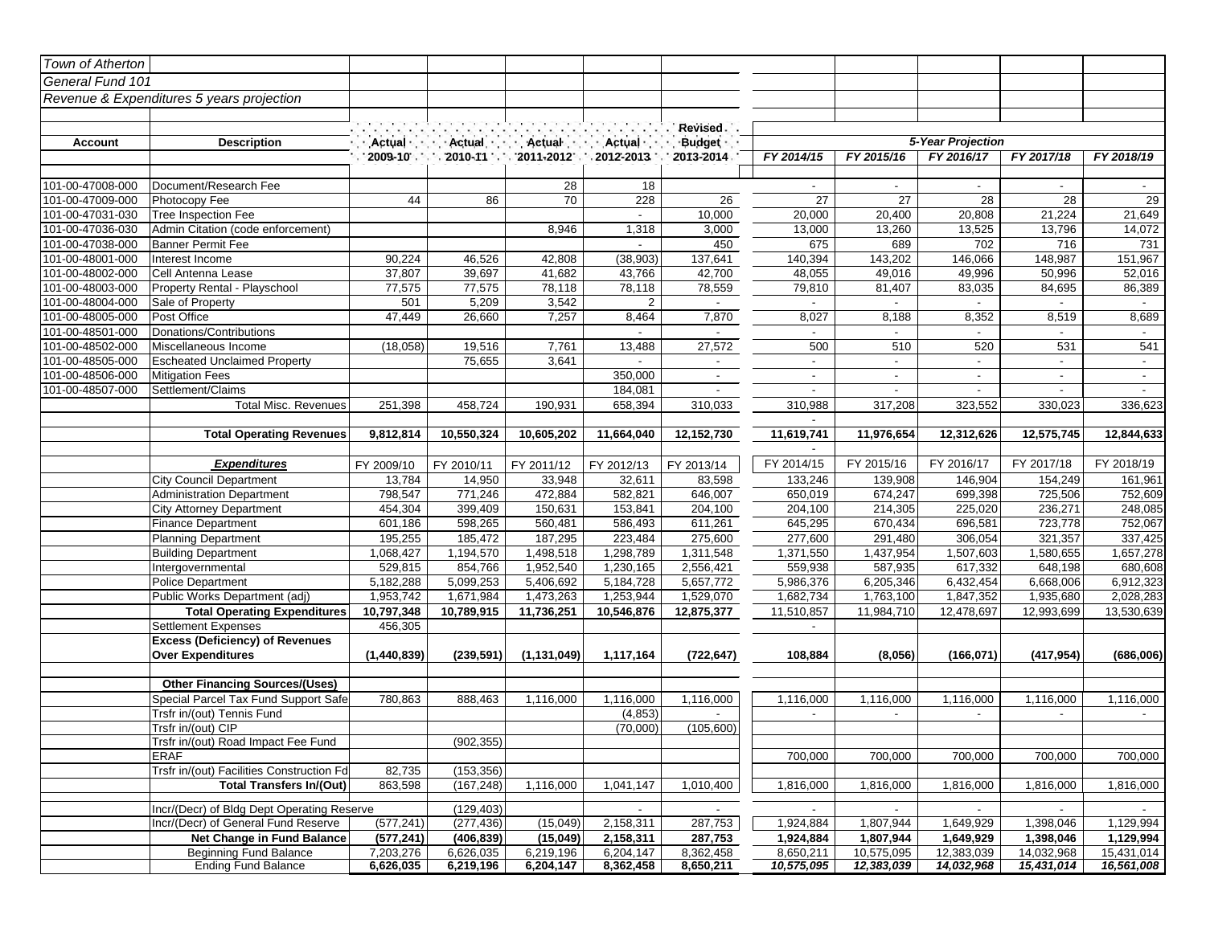*Town of Atherton*

*General Fund 101*

*Revenue & Expenditures 5 years projection*

| Account | Description | Actual 2009-10 | Actual 2010-11 | Actual 2011-2012 | Actual 2012-2013 | Revised Budget 2013-2014 | FY 2014/15 | FY 2015/16 | FY 2016/17 | FY 2017/18 | FY 2018/19 |
|---|---|---|---|---|---|---|---|---|---|---|---|
| | | | | | | | *5-Year Projection* | | | | |
| 101-00-47008-000 | Document/Research Fee | | | 28 | 18 | | - | - | - | - | - |
| 101-00-47009-000 | Photocopy Fee | 44 | 86 | 70 | 228 | 26 | 27 | 27 | 28 | 28 | 29 |
| 101-00-47031-030 | Tree Inspection Fee | | | | - | 10,000 | 20,000 | 20,400 | 20,808 | 21,224 | 21,649 |
| 101-00-47036-030 | Admin Citation (code enforcement) | | | 8,946 | 1,318 | 3,000 | 13,000 | 13,260 | 13,525 | 13,796 | 14,072 |
| 101-00-47038-000 | Banner Permit Fee | | | | - | 450 | 675 | 689 | 702 | 716 | 731 |
| 101-00-48001-000 | Interest Income | 90,224 | 46,526 | 42,808 | (38,903) | 137,641 | 140,394 | 143,202 | 146,066 | 148,987 | 151,967 |
| 101-00-48002-000 | Cell Antenna Lease | 37,807 | 39,697 | 41,682 | 43,766 | 42,700 | 48,055 | 49,016 | 49,996 | 50,996 | 52,016 |
| 101-00-48003-000 | Property Rental - Playschool | 77,575 | 77,575 | 78,118 | 78,118 | 78,559 | 79,810 | 81,407 | 83,035 | 84,695 | 86,389 |
| 101-00-48004-000 | Sale of Property | 501 | 5,209 | 3,542 | 2 | - | - | - | - | - | - |
| 101-00-48005-000 | Post Office | 47,449 | 26,660 | 7,257 | 8,464 | 7,870 | 8,027 | 8,188 | 8,352 | 8,519 | 8,689 |
| 101-00-48501-000 | Donations/Contributions | | | | - | - | - | - | - | - | - |
| 101-00-48502-000 | Miscellaneous Income | (18,058) | 19,516 | 7,761 | 13,488 | 27,572 | 500 | 510 | 520 | 531 | 541 |
| 101-00-48505-000 | Escheated Unclaimed Property | | 75,655 | 3,641 | - | - | - | - | - | - | - |
| 101-00-48506-000 | Mitigation Fees | | | | 350,000 | - | - | - | - | - | - |
| 101-00-48507-000 | Settlement/Claims | | | | 184,081 | - | - | - | - | - | - |
| | Total Misc. Revenues | 251,398 | 458,724 | 190,931 | 658,394 | 310,033 | 310,988 | 317,208 | 323,552 | 330,023 | 336,623 |
| | | | | | | | - | | | | |
| | **Total Operating Revenues** | **9,812,814** | **10,550,324** | **10,605,202** | **11,664,040** | **12,152,730** | **11,619,741** | **11,976,654** | **12,312,626** | **12,575,745** | **12,844,633** |
| | | | | | | | - | | | | |
| | ***Expenditures*** | FY 2009/10 | FY 2010/11 | FY 2011/12 | FY 2012/13 | FY 2013/14 | FY 2014/15 | FY 2015/16 | FY 2016/17 | FY 2017/18 | FY 2018/19 |
| | City Council Department | 13,784 | 14,950 | 33,948 | 32,611 | 83,598 | 133,246 | 139,908 | 146,904 | 154,249 | 161,961 |
| | Administration Department | 798,547 | 771,246 | 472,884 | 582,821 | 646,007 | 650,019 | 674,247 | 699,398 | 725,506 | 752,609 |
| | City Attorney Department | 454,304 | 399,409 | 150,631 | 153,841 | 204,100 | 204,100 | 214,305 | 225,020 | 236,271 | 248,085 |
| | Finance Department | 601,186 | 598,265 | 560,481 | 586,493 | 611,261 | 645,295 | 670,434 | 696,581 | 723,778 | 752,067 |
| | Planning Department | 195,255 | 185,472 | 187,295 | 223,484 | 275,600 | 277,600 | 291,480 | 306,054 | 321,357 | 337,425 |
| | Building Department | 1,068,427 | 1,194,570 | 1,498,518 | 1,298,789 | 1,311,548 | 1,371,550 | 1,437,954 | 1,507,603 | 1,580,655 | 1,657,278 |
| | Intergovernmental | 529,815 | 854,766 | 1,952,540 | 1,230,165 | 2,556,421 | 559,938 | 587,935 | 617,332 | 648,198 | 680,608 |
| | Police Department | 5,182,288 | 5,099,253 | 5,406,692 | 5,184,728 | 5,657,772 | 5,986,376 | 6,205,346 | 6,432,454 | 6,668,006 | 6,912,323 |
| | Public Works Department (adj) | 1,953,742 | 1,671,984 | 1,473,263 | 1,253,944 | 1,529,070 | 1,682,734 | 1,763,100 | 1,847,352 | 1,935,680 | 2,028,283 |
| | **Total Operating Expenditures** | **10,797,348** | **10,789,915** | **11,736,251** | **10,546,876** | **12,875,377** | 11,510,857 | 11,984,710 | 12,478,697 | 12,993,699 | 13,530,639 |
| | Settlement Expenses | 456,305 | | | | | - | | | | |
| | **Excess (Deficiency) of Revenues Over Expenditures** | **(1,440,839)** | **(239,591)** | **(1,131,049)** | **1,117,164** | **(722,647)** | **108,884** | **(8,056)** | **(166,071)** | **(417,954)** | **(686,006)** |
| | | | | | | | | | | | |
| | **Other Financing Sources/(Uses)** | | | | | | | | | | |
| | Special Parcel Tax Fund Support Safe | 780,863 | 888,463 | 1,116,000 | 1,116,000 | 1,116,000 | 1,116,000 | 1,116,000 | 1,116,000 | 1,116,000 | 1,116,000 |
| | Trsfr in/(out) Tennis Fund | | | | (4,853) | - | - | - | - | - | - |
| | Trsfr in/(out) CIP | | | | (70,000) | (105,600) | | | | | |
| | Trsfr in/(out) Road Impact Fee Fund | | (902,355) | | | | | | | | |
| | ERAF | | | | | | 700,000 | 700,000 | 700,000 | 700,000 | 700,000 |
| | Trsfr in/(out) Facilities Construction Fd | 82,735 | (153,356) | | | | | | | | |
| | **Total Transfers In/(Out)** | 863,598 | (167,248) | 1,116,000 | 1,041,147 | 1,010,400 | 1,816,000 | 1,816,000 | 1,816,000 | 1,816,000 | 1,816,000 |
| | | | | | | | | | | | |
| | Incr/(Decr) of Bldg Dept Operating Reserve | | (129,403) | | - | - | - | - | - | - | - |
| | Incr/(Decr) of General Fund Reserve | (577,241) | (277,436) | (15,049) | 2,158,311 | 287,753 | 1,924,884 | 1,807,944 | 1,649,929 | 1,398,046 | 1,129,994 |
| | **Net Change in Fund Balance** | **(577,241)** | **(406,839)** | **(15,049)** | **2,158,311** | **287,753** | **1,924,884** | **1,807,944** | **1,649,929** | **1,398,046** | **1,129,994** |
| | Beginning Fund Balance | 7,203,276 | 6,626,035 | 6,219,196 | 6,204,147 | 8,362,458 | 8,650,211 | 10,575,095 | 12,383,039 | 14,032,968 | 15,431,014 |
| | Ending Fund Balance | **6,626,035** | **6,219,196** | **6,204,147** | **8,362,458** | **8,650,211** | ***10,575,095*** | ***12,383,039*** | ***14,032,968*** | ***15,431,014*** | ***16,561,008*** |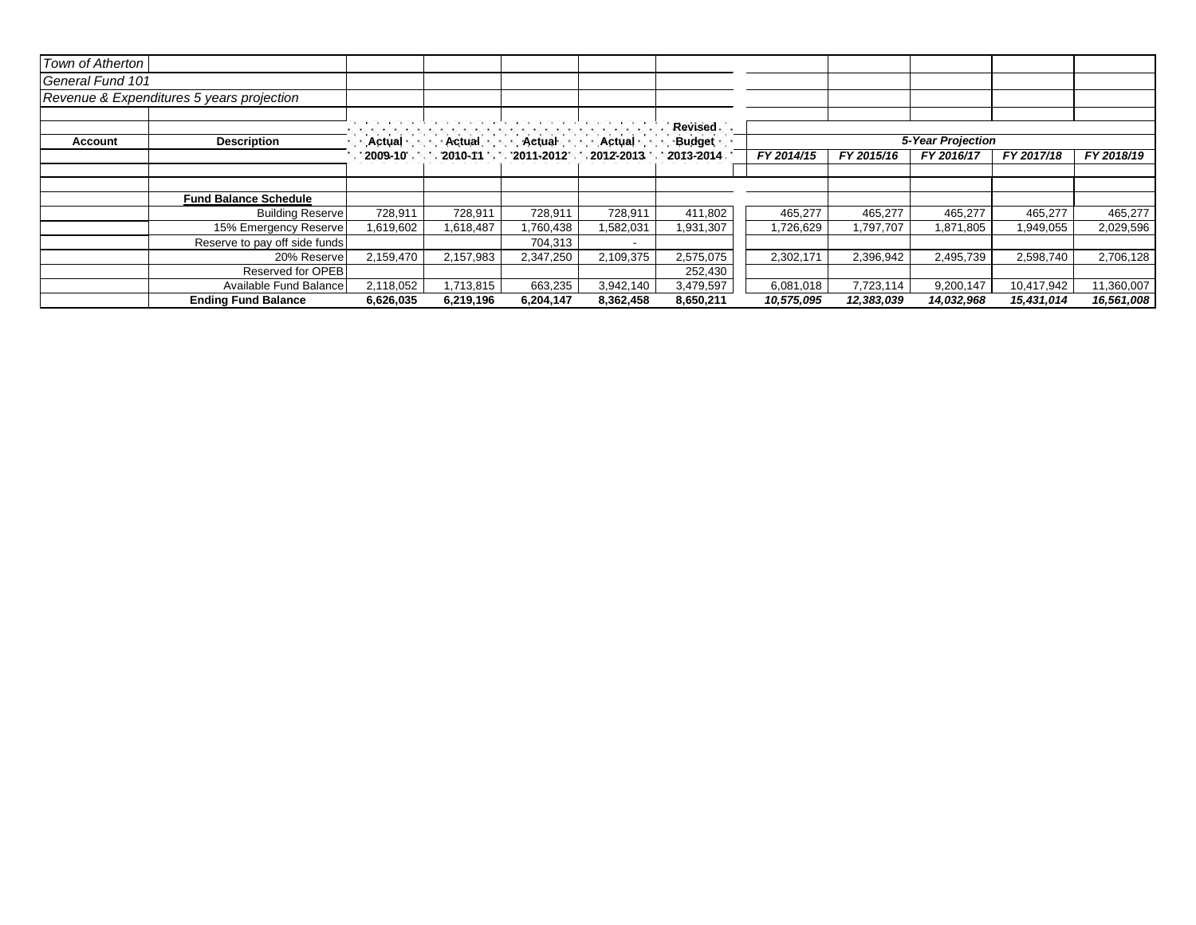*Town of Atherton*

*General Fund 101*

*Revenue & Expenditures 5 years projection*

| Account | Description | Actual 2009-10 | Actual 2010-11 | Actual 2011-2012 | Actual 2012-2013 | Revised Budget 2013-2014 | *5-Year Projection* *FY 2014/15* | *FY 2015/16* | *FY 2016/17* | *FY 2017/18* | *FY 2018/19* |
|---|---|---|---|---|---|---|---|---|---|---|---|
| | **Fund Balance Schedule** | | | | | | | | | | |
| | Building Reserve | 728,911 | 728,911 | 728,911 | 728,911 | 411,802 | 465,277 | 465,277 | 465,277 | 465,277 | 465,277 |
| | 15% Emergency Reserve | 1,619,602 | 1,618,487 | 1,760,438 | 1,582,031 | 1,931,307 | 1,726,629 | 1,797,707 | 1,871,805 | 1,949,055 | 2,029,596 |
| | Reserve to pay off side funds | | | 704,313 | - | | | | | | |
| | 20% Reserve | 2,159,470 | 2,157,983 | 2,347,250 | 2,109,375 | 2,575,075 | 2,302,171 | 2,396,942 | 2,495,739 | 2,598,740 | 2,706,128 |
| | Reserved for OPEB | | | | | 252,430 | | | | | |
| | Available Fund Balance | 2,118,052 | 1,713,815 | 663,235 | 3,942,140 | 3,479,597 | 6,081,018 | 7,723,114 | 9,200,147 | 10,417,942 | 11,360,007 |
| | **Ending Fund Balance** | **6,626,035** | **6,219,196** | **6,204,147** | **8,362,458** | **8,650,211** | ***10,575,095*** | ***12,383,039*** | ***14,032,968*** | ***15,431,014*** | ***16,561,008*** |